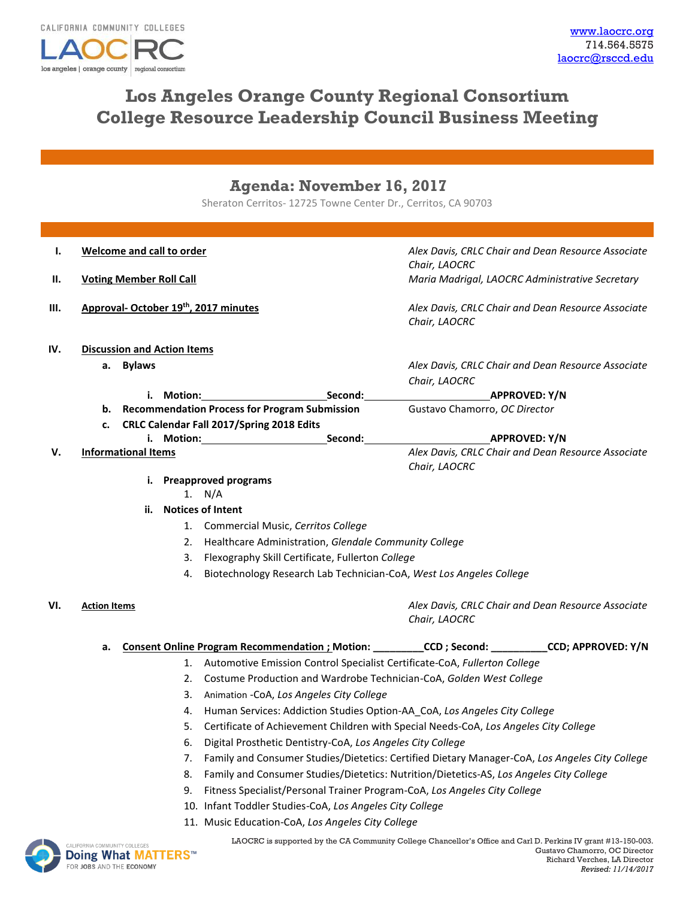CALIFORNIA COMMUNITY COLLEGES
LAOCRC
los angeles | orange county | regional consortium

www.laocrc.org
714.564.5575
laocrc@rsccd.edu

# Los Angeles Orange County Regional Consortium
# College Resource Leadership Council Business Meeting

## Agenda: November 16, 2017

Sheraton Cerritos- 12725 Towne Center Dr., Cerritos, CA 90703

**I. Welcome and call to order** — *Alex Davis, CRLC Chair and Dean Resource Associate Chair, LAOCRC*

**II. Voting Member Roll Call** — *Maria Madrigal, LAOCRC Administrative Secretary*

**III. Approval- October 19th, 2017 minutes** — *Alex Davis, CRLC Chair and Dean Resource Associate Chair, LAOCRC*

**IV. Discussion and Action Items**

- **a. Bylaws** — *Alex Davis, CRLC Chair and Dean Resource Associate Chair, LAOCRC*
  - **i. Motion:**\_\_\_\_\_\_\_\_\_\_\_\_\_\_\_\_\_\_\_\_**Second:**\_\_\_\_\_\_\_\_\_\_\_\_\_\_\_\_\_\_\_\_**APPROVED: Y/N**
- **b. Recommendation Process for Program Submission** — Gustavo Chamorro, *OC Director*
- **c. CRLC Calendar Fall 2017/Spring 2018 Edits**
  - **i. Motion:**\_\_\_\_\_\_\_\_\_\_\_\_\_\_\_\_\_\_\_\_**Second:**\_\_\_\_\_\_\_\_\_\_\_\_\_\_\_\_\_\_\_\_**APPROVED: Y/N**

**V. Informational Items** — *Alex Davis, CRLC Chair and Dean Resource Associate Chair, LAOCRC*

- **i. Preapproved programs**
  1. N/A
- **ii. Notices of Intent**
  1. Commercial Music, *Cerritos College*
  2. Healthcare Administration, *Glendale Community College*
  3. Flexography Skill Certificate, Fullerton *College*
  4. Biotechnology Research Lab Technician-CoA, *West Los Angeles College*

**VI. Action Items** — *Alex Davis, CRLC Chair and Dean Resource Associate Chair, LAOCRC*

- **a. Consent Online Program Recommendation ; Motion: \_\_\_\_\_\_\_\_\_CCD ; Second: \_\_\_\_\_\_\_\_\_\_CCD; APPROVED: Y/N**
  1. Automotive Emission Control Specialist Certificate-CoA, *Fullerton College*
  2. Costume Production and Wardrobe Technician-CoA, *Golden West College*
  3. Animation -CoA, *Los Angeles City College*
  4. Human Services: Addiction Studies Option-AA_CoA, *Los Angeles City College*
  5. Certificate of Achievement Children with Special Needs-CoA, *Los Angeles City College*
  6. Digital Prosthetic Dentistry-CoA, *Los Angeles City College*
  7. Family and Consumer Studies/Dietetics: Certified Dietary Manager-CoA, *Los Angeles City College*
  8. Family and Consumer Studies/Dietetics: Nutrition/Dietetics-AS, *Los Angeles City College*
  9. Fitness Specialist/Personal Trainer Program-CoA, *Los Angeles City College*
  10. Infant Toddler Studies-CoA, *Los Angeles City College*
  11. Music Education-CoA, *Los Angeles City College*

CALIFORNIA COMMUNITY COLLEGES
Doing What MATTERS™ FOR JOBS AND THE ECONOMY

LAOCRC is supported by the CA Community College Chancellor's Office and Carl D. Perkins IV grant #13-150-003.
Gustavo Chamorro, OC Director
Richard Verches, LA Director
*Revised: 11/14/2017*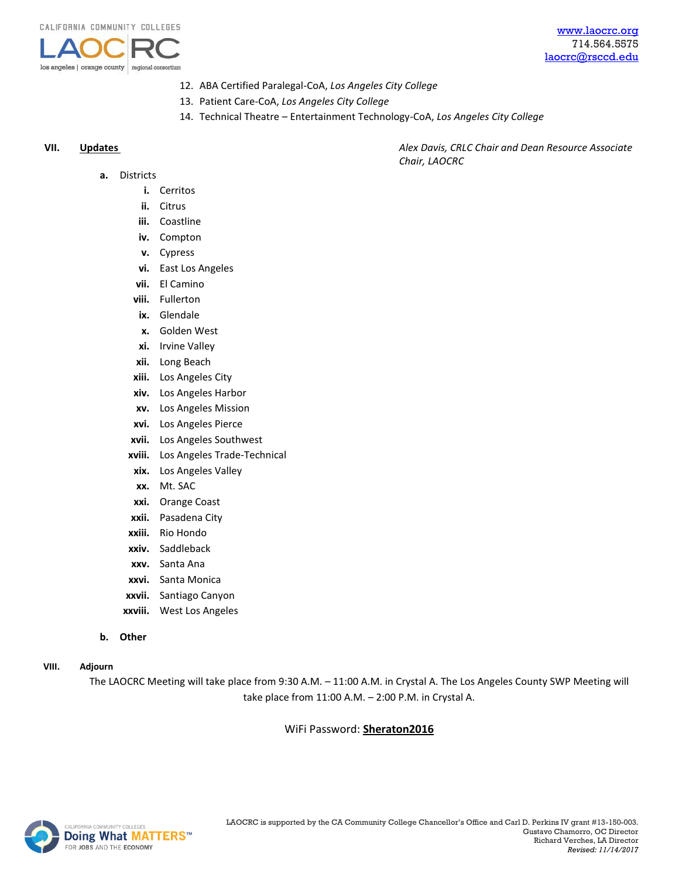12. ABA Certified Paralegal-CoA, *Los Angeles City College*
13. Patient Care-CoA, *Los Angeles City College*
14. Technical Theatre – Entertainment Technology-CoA, *Los Angeles City College*

**VII. Updates** — *Alex Davis, CRLC Chair and Dean Resource Associate Chair, LAOCRC*

a. Districts

   i. Cerritos
   ii. Citrus
   iii. Coastline
   iv. Compton
   v. Cypress
   vi. East Los Angeles
   vii. El Camino
   viii. Fullerton
   ix. Glendale
   x. Golden West
   xi. Irvine Valley
   xii. Long Beach
   xiii. Los Angeles City
   xiv. Los Angeles Harbor
   xv. Los Angeles Mission
   xvi. Los Angeles Pierce
   xvii. Los Angeles Southwest
   xviii. Los Angeles Trade-Technical
   xix. Los Angeles Valley
   xx. Mt. SAC
   xxi. Orange Coast
   xxii. Pasadena City
   xxiii. Rio Hondo
   xxiv. Saddleback
   xxv. Santa Ana
   xxvi. Santa Monica
   xxvii. Santiago Canyon
   xxviii. West Los Angeles

**b. Other**

**VIII. Adjourn**

The LAOCRC Meeting will take place from 9:30 A.M. – 11:00 A.M. in Crystal A. The Los Angeles County SWP Meeting will take place from 11:00 A.M. – 2:00 P.M. in Crystal A.

WiFi Password: **Sheraton2016**

LAOCRC is supported by the CA Community College Chancellor's Office and Carl D. Perkins IV grant #13-150-003.
Gustavo Chamorro, OC Director
Richard Verches, LA Director
*Revised: 11/14/2017*